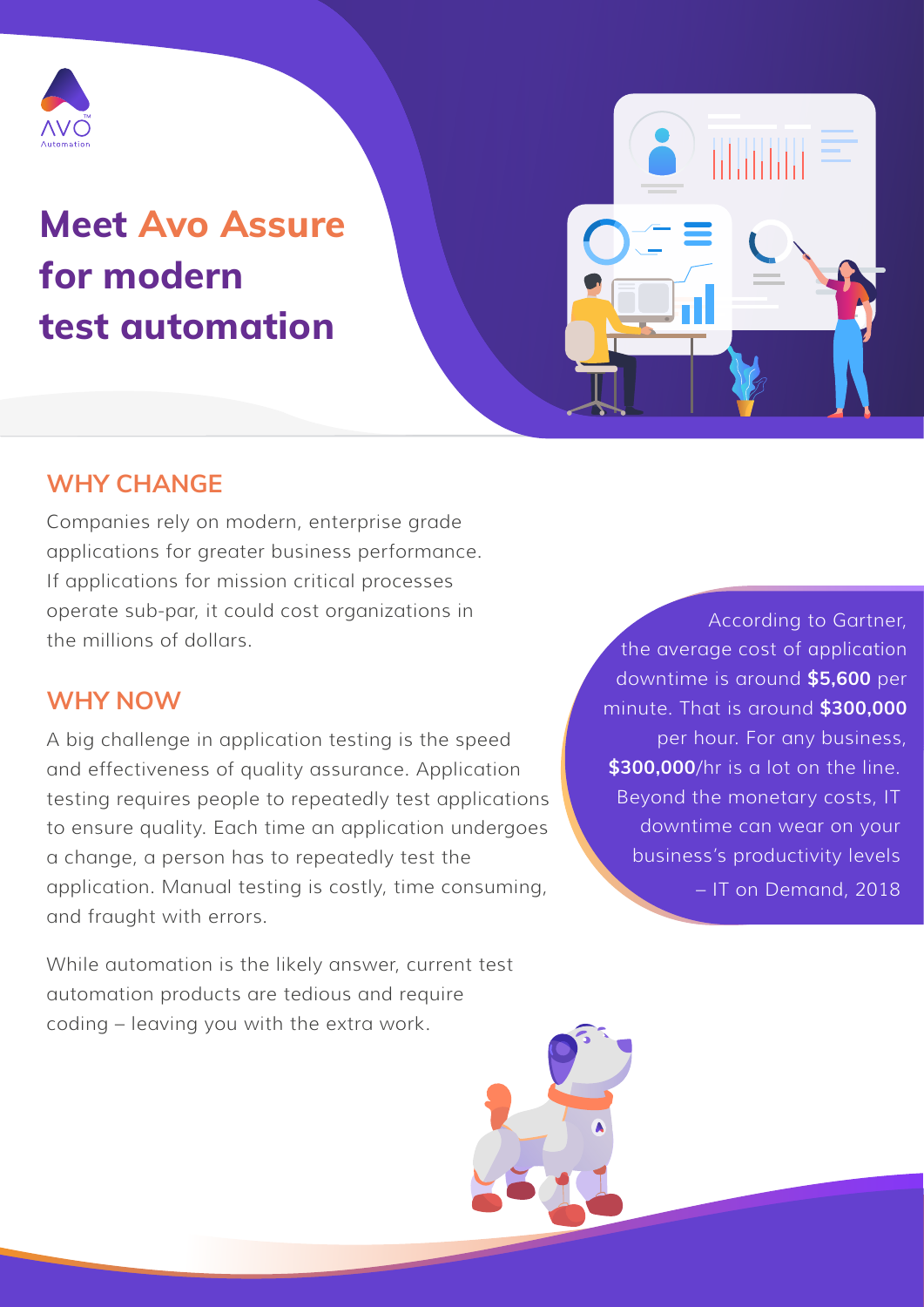# Meet Avo Assure for modern test automation

## WHY CHANGE

Companies rely on modern, enterprise grade applications for greater business performance. If applications for mission critical processes operate sub-par, it could cost organizations in the millions of dollars.

## WHY NOW

A big challenge in application testing is the speed and effectiveness of quality assurance. Application testing requires people to repeatedly test applications to ensure quality. Each time an application undergoes a change, a person has to repeatedly test the application. Manual testing is costly, time consuming, and fraught with errors.

While automation is the likely answer, current test automation products are tedious and require coding – leaving you with the extra work.

> According to Gartner, the average cost of application downtime is around **$5,600** per minute. That is around **$300,000** per hour. For any business, **$300,000**/hr is a lot on the line. Beyond the monetary costs, IT downtime can wear on your business's productivity levels
>
> – IT on Demand, 2018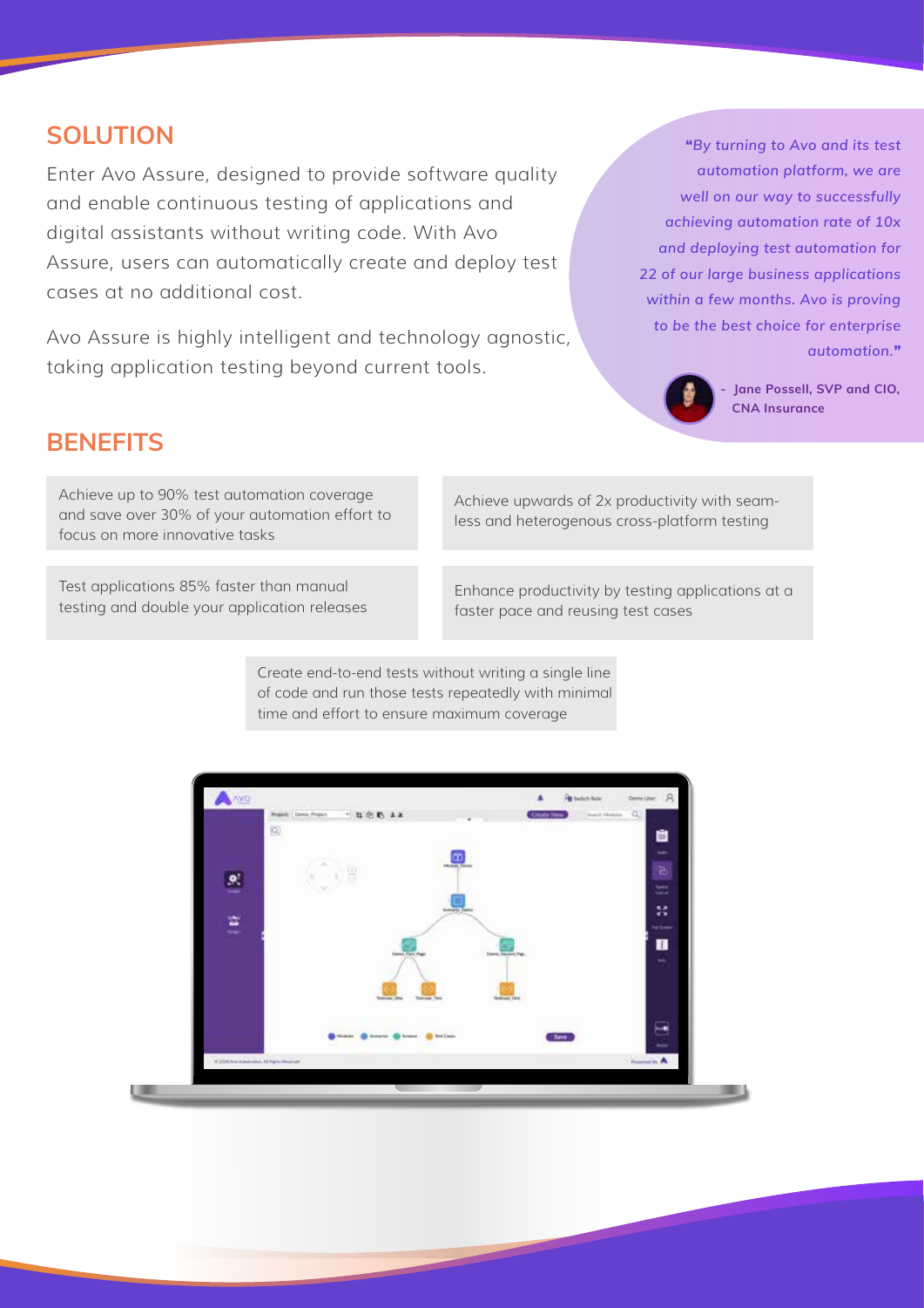## SOLUTION

Enter Avo Assure, designed to provide software quality and enable continuous testing of applications and digital assistants without writing code. With Avo Assure, users can automatically create and deploy test cases at no additional cost.

Avo Assure is highly intelligent and technology agnostic, taking application testing beyond current tools.

*"By turning to Avo and its test automation platform, we are well on our way to successfully achieving automation rate of 10x and deploying test automation for 22 of our large business applications within a few months. Avo is proving to be the best choice for enterprise automation."*

**- Jane Possell, SVP and CIO, CNA Insurance**

## BENEFITS

Achieve up to 90% test automation coverage and save over 30% of your automation effort to focus on more innovative tasks

Achieve upwards of 2x productivity with seamless and heterogenous cross-platform testing

Test applications 85% faster than manual testing and double your application releases

Enhance productivity by testing applications at a faster pace and reusing test cases

Create end-to-end tests without writing a single line of code and run those tests repeatedly with minimal time and effort to ensure maximum coverage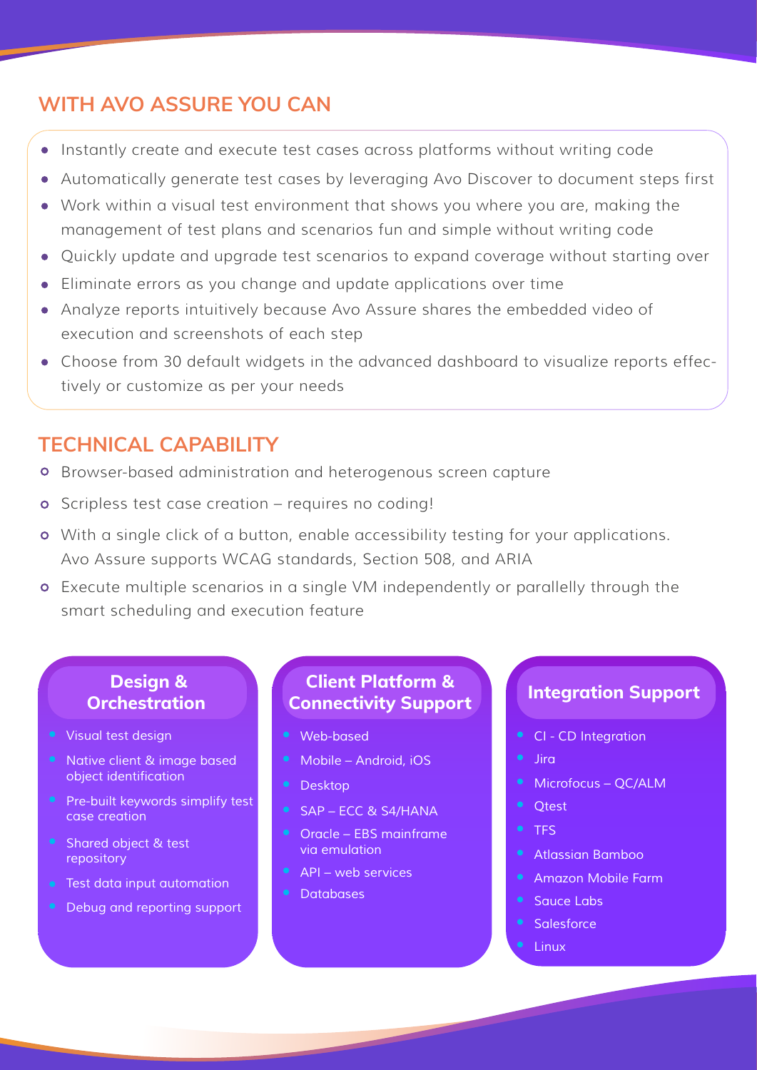## WITH AVO ASSURE YOU CAN

- Instantly create and execute test cases across platforms without writing code
- Automatically generate test cases by leveraging Avo Discover to document steps first
- Work within a visual test environment that shows you where you are, making the management of test plans and scenarios fun and simple without writing code
- Quickly update and upgrade test scenarios to expand coverage without starting over
- Eliminate errors as you change and update applications over time
- Analyze reports intuitively because Avo Assure shares the embedded video of execution and screenshots of each step
- Choose from 30 default widgets in the advanced dashboard to visualize reports effectively or customize as per your needs

## TECHNICAL CAPABILITY

- Browser-based administration and heterogenous screen capture
- Scripless test case creation – requires no coding!
- With a single click of a button, enable accessibility testing for your applications. Avo Assure supports WCAG standards, Section 508, and ARIA
- Execute multiple scenarios in a single VM independently or parallelly through the smart scheduling and execution feature

### Design & Orchestration

- Visual test design
- Native client & image based object identification
- Pre-built keywords simplify test case creation
- Shared object & test repository
- Test data input automation
- Debug and reporting support

### Client Platform & Connectivity Support

- Web-based
- Mobile – Android, iOS
- Desktop
- SAP – ECC & S4/HANA
- Oracle – EBS mainframe via emulation
- API – web services
- Databases

### Integration Support

- CI - CD Integration
- Jira
- Microfocus – QC/ALM
- Qtest
- TFS
- Atlassian Bamboo
- Amazon Mobile Farm
- Sauce Labs
- Salesforce
- Linux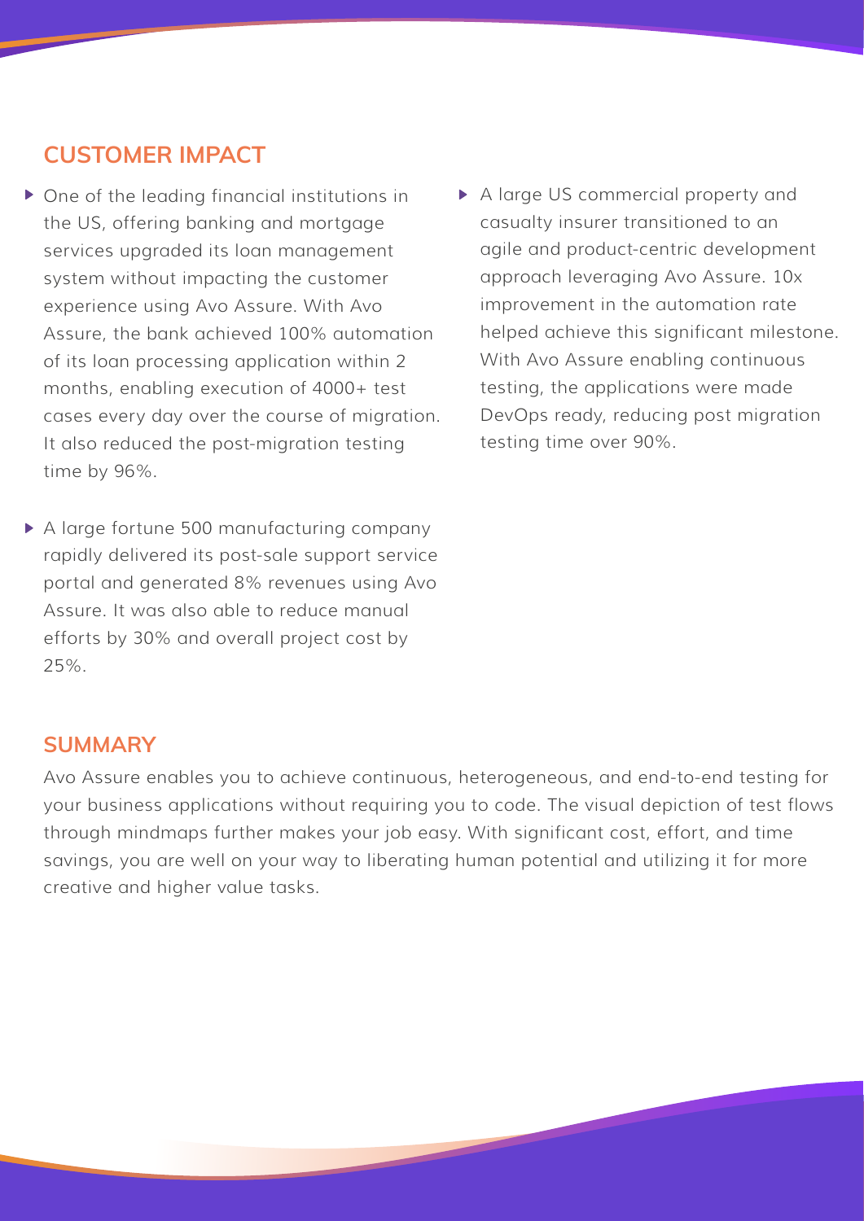## CUSTOMER IMPACT

- One of the leading financial institutions in the US, offering banking and mortgage services upgraded its loan management system without impacting the customer experience using Avo Assure. With Avo Assure, the bank achieved 100% automation of its loan processing application within 2 months, enabling execution of 4000+ test cases every day over the course of migration. It also reduced the post-migration testing time by 96%.
- A large fortune 500 manufacturing company rapidly delivered its post-sale support service portal and generated 8% revenues using Avo Assure. It was also able to reduce manual efforts by 30% and overall project cost by 25%.
- A large US commercial property and casualty insurer transitioned to an agile and product-centric development approach leveraging Avo Assure. 10x improvement in the automation rate helped achieve this significant milestone. With Avo Assure enabling continuous testing, the applications were made DevOps ready, reducing post migration testing time over 90%.

## SUMMARY

Avo Assure enables you to achieve continuous, heterogeneous, and end-to-end testing for your business applications without requiring you to code. The visual depiction of test flows through mindmaps further makes your job easy. With significant cost, effort, and time savings, you are well on your way to liberating human potential and utilizing it for more creative and higher value tasks.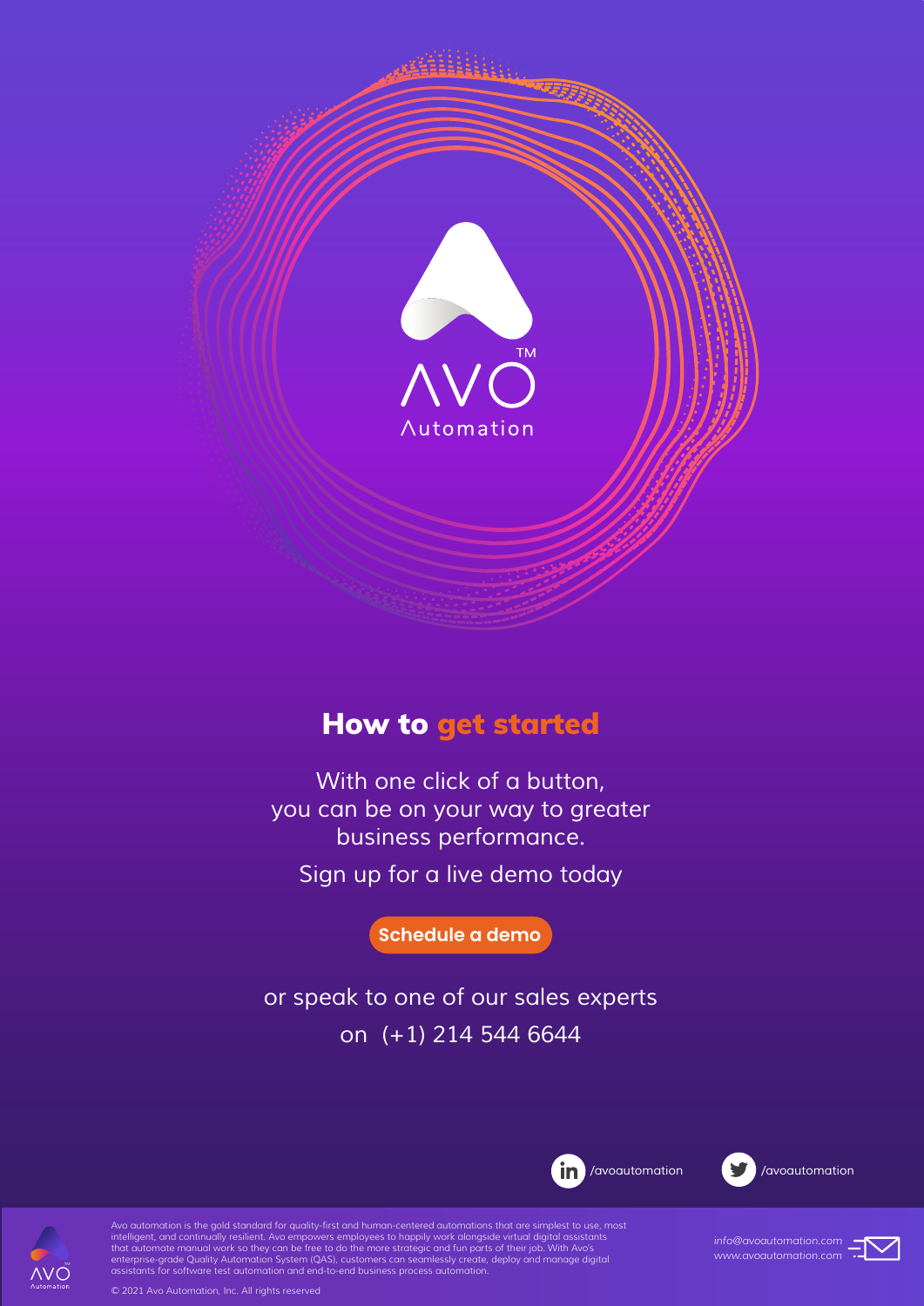## How to get started

With one click of a button, you can be on your way to greater business performance.

Sign up for a live demo today

**Schedule a demo**

or speak to one of our sales experts on (+1) 214 544 6644

/avoautomation

/avoautomation

Avo automation is the gold standard for quality-first and human-centered automations that are simplest to use, most intelligent, and continually resilient. Avo empowers employees to happily work alongside virtual digital assistants that automate manual work so they can be free to do the more strategic and fun parts of their job. With Avo's enterprise-grade Quality Automation System (QAS), customers can seamlessly create, deploy and manage digital assistants for software test automation and end-to-end business process automation.

© 2021 Avo Automation, Inc. All rights reserved

*info@avoautomation.com*
*www.avoautomation.com*